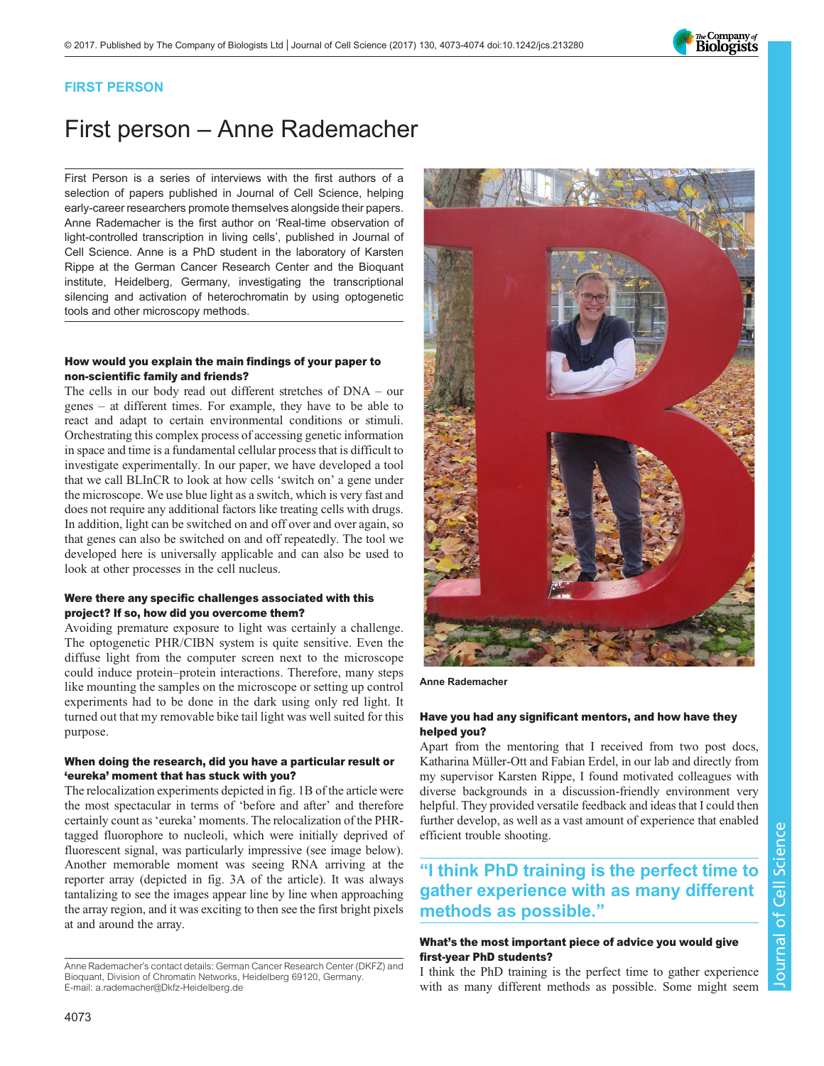FIRST PERSON

# First person – Anne Rademacher

First Person is a series of interviews with the first authors of a selection of papers published in Journal of Cell Science, helping early-career researchers promote themselves alongside their papers. Anne Rademacher is the first author on 'Real-time observation of light-controlled transcription in living cells', published in Journal of Cell Science. Anne is a PhD student in the laboratory of Karsten Rippe at the German Cancer Research Center and the Bioquant institute, Heidelberg, Germany, investigating the transcriptional silencing and activation of heterochromatin by using optogenetic tools and other microscopy methods.

### How would you explain the main findings of your paper to non-scientific family and friends?

The cells in our body read out different stretches of DNA – our genes – at different times. For example, they have to be able to react and adapt to certain environmental conditions or stimuli. Orchestrating this complex process of accessing genetic information in space and time is a fundamental cellular process that is difficult to investigate experimentally. In our paper, we have developed a tool that we call BLInCR to look at how cells 'switch on' a gene under the microscope. We use blue light as a switch, which is very fast and does not require any additional factors like treating cells with drugs. In addition, light can be switched on and off over and over again, so that genes can also be switched on and off repeatedly. The tool we developed here is universally applicable and can also be used to look at other processes in the cell nucleus.

### Were there any specific challenges associated with this project? If so, how did you overcome them?

Avoiding premature exposure to light was certainly a challenge. The optogenetic PHR/CIBN system is quite sensitive. Even the diffuse light from the computer screen next to the microscope could induce protein–protein interactions. Therefore, many steps like mounting the samples on the microscope or setting up control experiments had to be done in the dark using only red light. It turned out that my removable bike tail light was well suited for this purpose.

### When doing the research, did you have a particular result or 'eureka' moment that has stuck with you?

The relocalization experiments depicted in fig. 1B of the article were the most spectacular in terms of 'before and after' and therefore certainly count as 'eureka' moments. The relocalization of the PHR-tagged fluorophore to nucleoli, which were initially deprived of fluorescent signal, was particularly impressive (see image below). Another memorable moment was seeing RNA arriving at the reporter array (depicted in fig. 3A of the article). It was always tantalizing to see the images appear line by line when approaching the array region, and it was exciting to then see the first bright pixels at and around the array.

Anne Rademacher's contact details: German Cancer Research Center (DKFZ) and Bioquant, Division of Chromatin Networks, Heidelberg 69120, Germany.
E-mail: a.rademacher@Dkfz-Heidelberg.de

Anne Rademacher

### Have you had any significant mentors, and how have they helped you?

Apart from the mentoring that I received from two post docs, Katharina Müller-Ott and Fabian Erdel, in our lab and directly from my supervisor Karsten Rippe, I found motivated colleagues with diverse backgrounds in a discussion-friendly environment very helpful. They provided versatile feedback and ideas that I could then further develop, as well as a vast amount of experience that enabled efficient trouble shooting.

> "I think PhD training is the perfect time to gather experience with as many different methods as possible."

### What's the most important piece of advice you would give first-year PhD students?

I think the PhD training is the perfect time to gather experience with as many different methods as possible. Some might seem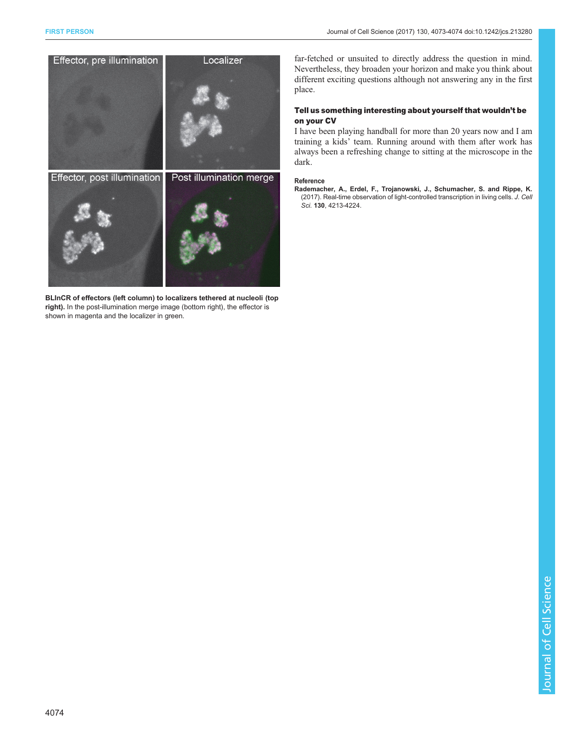Effector, pre illumination

Localizer

Effector, post illumination

Post illumination merge

**BLInCR of effectors (left column) to localizers tethered at nucleoli (top right).** In the post-illumination merge image (bottom right), the effector is shown in magenta and the localizer in green.

far-fetched or unsuited to directly address the question in mind. Nevertheless, they broaden your horizon and make you think about different exciting questions although not answering any in the first place.

### Tell us something interesting about yourself that wouldn't be on your CV

I have been playing handball for more than 20 years now and I am training a kids' team. Running around with them after work has always been a refreshing change to sitting at the microscope in the dark.

#### Reference

**Rademacher, A., Erdel, F., Trojanowski, J., Schumacher, S. and Rippe, K.** (2017). Real-time observation of light-controlled transcription in living cells. *J. Cell Sci.* **130**, 4213-4224.